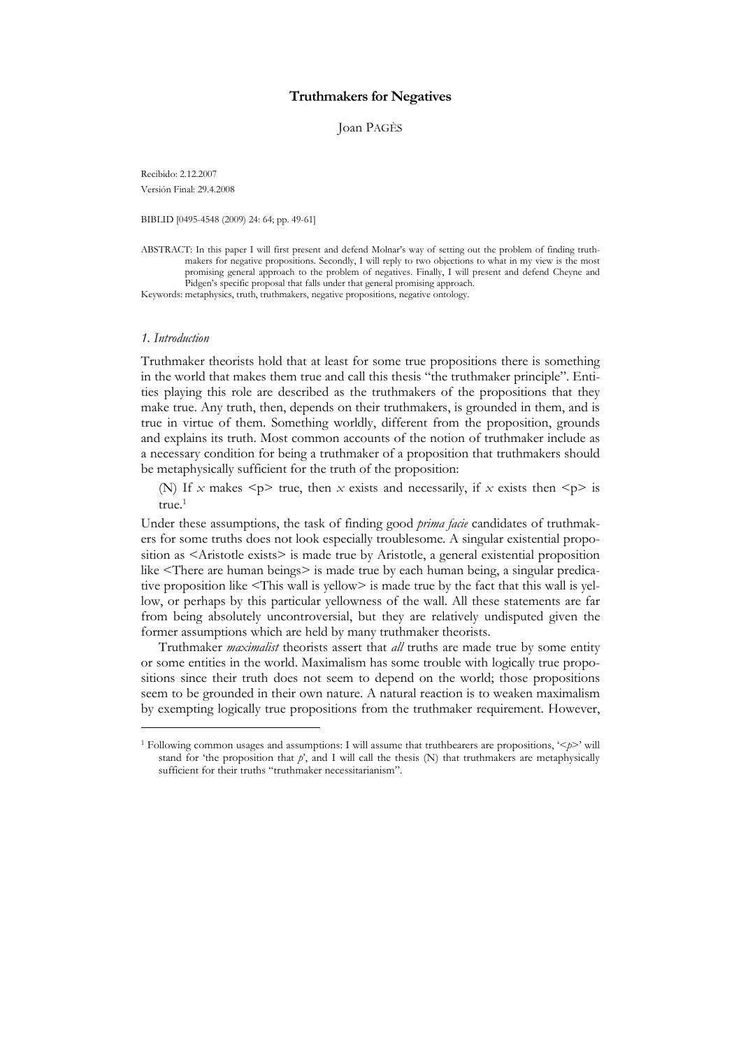# Truthmakers for Negatives

Joan PAGÈS

Recibido: 2.12.2007

Versión Final: 29.4.2008

BIBLID [0495-4548 (2009) 24: 64; pp. 49-61]

ABSTRACT: In this paper I will first present and defend Molnar's way of setting out the problem of finding truthmakers for negative propositions. Secondly, I will reply to two objections to what in my view is the most promising general approach to the problem of negatives. Finally, I will present and defend Cheyne and Pidgen's specific proposal that falls under that general promising approach.

Keywords: metaphysics, truth, truthmakers, negative propositions, negative ontology.

## *1. Introduction*

Truthmaker theorists hold that at least for some true propositions there is something in the world that makes them true and call this thesis "the truthmaker principle". Entities playing this role are described as the truthmakers of the propositions that they make true. Any truth, then, depends on their truthmakers, is grounded in them, and is true in virtue of them. Something worldly, different from the proposition, grounds and explains its truth. Most common accounts of the notion of truthmaker include as a necessary condition for being a truthmaker of a proposition that truthmakers should be metaphysically sufficient for the truth of the proposition:

(N) If $x$ makes <p> true, then $x$ exists and necessarily, if $x$ exists then <p> is true.[1]

Under these assumptions, the task of finding good *prima facie* candidates of truthmakers for some truths does not look especially troublesome. A singular existential proposition as <Aristotle exists> is made true by Aristotle, a general existential proposition like <There are human beings> is made true by each human being, a singular predicative proposition like <This wall is yellow> is made true by the fact that this wall is yellow, or perhaps by this particular yellowness of the wall. All these statements are far from being absolutely uncontroversial, but they are relatively undisputed given the former assumptions which are held by many truthmaker theorists.

Truthmaker *maximalist* theorists assert that *all* truths are made true by some entity or some entities in the world. Maximalism has some trouble with logically true propositions since their truth does not seem to depend on the world; those propositions seem to be grounded in their own nature. A natural reaction is to weaken maximalism by exempting logically true propositions from the truthmaker requirement. However,

---

[1] Following common usages and assumptions: I will assume that truthbearers are propositions, '<*p*>' will stand for 'the proposition that *p*', and I will call the thesis (N) that truthmakers are metaphysically sufficient for their truths "truthmaker necessitarianism".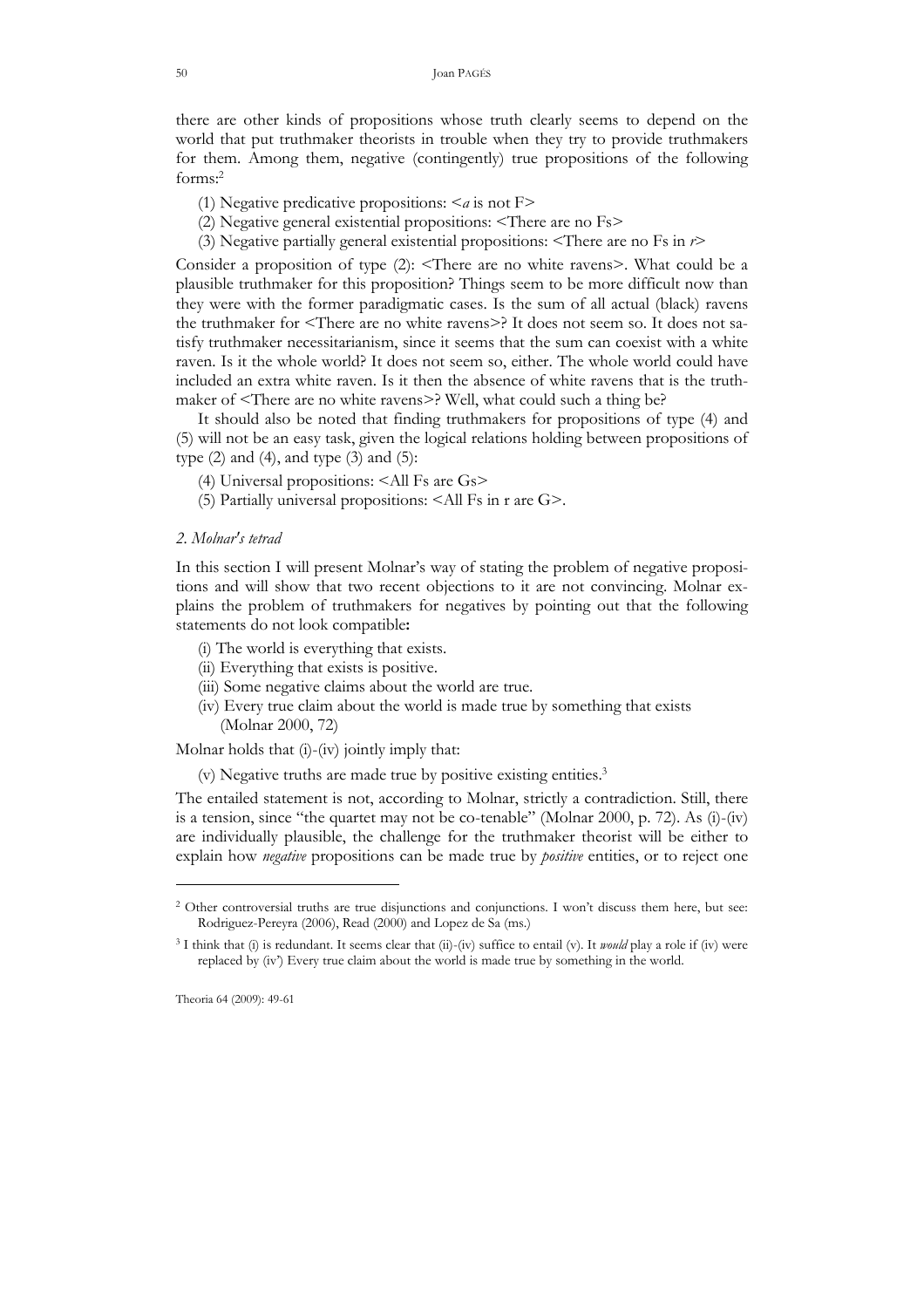there are other kinds of propositions whose truth clearly seems to depend on the world that put truthmaker theorists in trouble when they try to provide truthmakers for them. Among them, negative (contingently) true propositions of the following forms:[2]

(1) Negative predicative propositions: <*a* is not F>

(2) Negative general existential propositions: <There are no Fs>

(3) Negative partially general existential propositions: <There are no Fs in *r*>

Consider a proposition of type (2): <There are no white ravens>. What could be a plausible truthmaker for this proposition? Things seem to be more difficult now than they were with the former paradigmatic cases. Is the sum of all actual (black) ravens the truthmaker for <There are no white ravens>? It does not seem so. It does not satisfy truthmaker necessitarianism, since it seems that the sum can coexist with a white raven. Is it the whole world? It does not seem so, either. The whole world could have included an extra white raven. Is it then the absence of white ravens that is the truthmaker of <There are no white ravens>? Well, what could such a thing be?

It should also be noted that finding truthmakers for propositions of type (4) and (5) will not be an easy task, given the logical relations holding between propositions of type (2) and (4), and type (3) and (5):

(4) Universal propositions: <All Fs are Gs>

(5) Partially universal propositions: <All Fs in r are G>.

## *2. Molnar's tetrad*

In this section I will present Molnar's way of stating the problem of negative propositions and will show that two recent objections to it are not convincing. Molnar explains the problem of truthmakers for negatives by pointing out that the following statements do not look compatible**:**

(i) The world is everything that exists.

(ii) Everything that exists is positive.

(iii) Some negative claims about the world are true.

(iv) Every true claim about the world is made true by something that exists (Molnar 2000, 72)

Molnar holds that (i)-(iv) jointly imply that:

(v) Negative truths are made true by positive existing entities.[3]

The entailed statement is not, according to Molnar, strictly a contradiction. Still, there is a tension, since "the quartet may not be co-tenable" (Molnar 2000, p. 72). As (i)-(iv) are individually plausible, the challenge for the truthmaker theorist will be either to explain how *negative* propositions can be made true by *positive* entities, or to reject one

---

[2] Other controversial truths are true disjunctions and conjunctions. I won't discuss them here, but see: Rodriguez-Pereyra (2006), Read (2000) and Lopez de Sa (ms.)

[3] I think that (i) is redundant. It seems clear that (ii)-(iv) suffice to entail (v). It *would* play a role if (iv) were replaced by (iv') Every true claim about the world is made true by something in the world.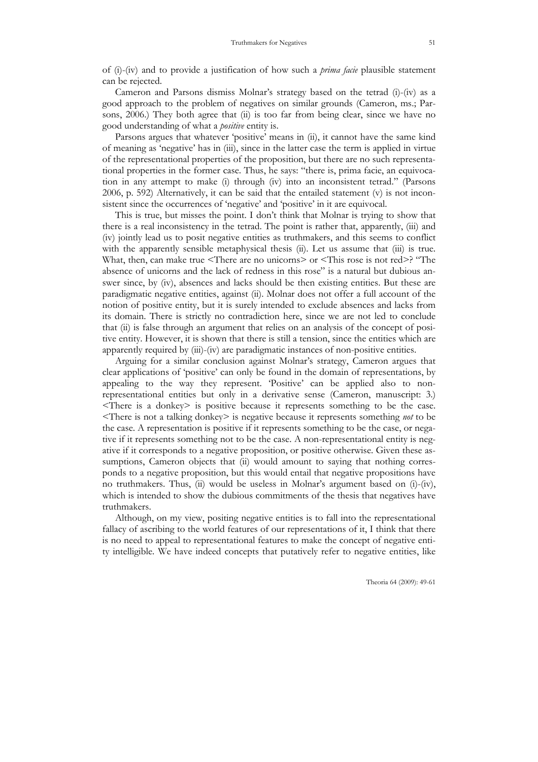of (i)-(iv) and to provide a justification of how such a *prima facie* plausible statement can be rejected.

Cameron and Parsons dismiss Molnar's strategy based on the tetrad (i)-(iv) as a good approach to the problem of negatives on similar grounds (Cameron, ms.; Parsons, 2006.) They both agree that (ii) is too far from being clear, since we have no good understanding of what a *positive* entity is.

Parsons argues that whatever 'positive' means in (ii), it cannot have the same kind of meaning as 'negative' has in (iii), since in the latter case the term is applied in virtue of the representational properties of the proposition, but there are no such representational properties in the former case. Thus, he says: "there is, prima facie, an equivocation in any attempt to make (i) through (iv) into an inconsistent tetrad." (Parsons 2006, p. 592) Alternatively, it can be said that the entailed statement (v) is not inconsistent since the occurrences of 'negative' and 'positive' in it are equivocal.

This is true, but misses the point. I don't think that Molnar is trying to show that there is a real inconsistency in the tetrad. The point is rather that, apparently, (iii) and (iv) jointly lead us to posit negative entities as truthmakers, and this seems to conflict with the apparently sensible metaphysical thesis (ii). Let us assume that (iii) is true. What, then, can make true <There are no unicorns> or <This rose is not red>? "The absence of unicorns and the lack of redness in this rose" is a natural but dubious answer since, by (iv), absences and lacks should be then existing entities. But these are paradigmatic negative entities, against (ii). Molnar does not offer a full account of the notion of positive entity, but it is surely intended to exclude absences and lacks from its domain. There is strictly no contradiction here, since we are not led to conclude that (ii) is false through an argument that relies on an analysis of the concept of positive entity. However, it is shown that there is still a tension, since the entities which are apparently required by (iii)-(iv) are paradigmatic instances of non-positive entities.

Arguing for a similar conclusion against Molnar's strategy, Cameron argues that clear applications of 'positive' can only be found in the domain of representations, by appealing to the way they represent. 'Positive' can be applied also to non-representational entities but only in a derivative sense (Cameron, manuscript: 3.) <There is a donkey> is positive because it represents something to be the case. <There is not a talking donkey> is negative because it represents something *not* to be the case. A representation is positive if it represents something to be the case, or negative if it represents something not to be the case. A non-representational entity is negative if it corresponds to a negative proposition, or positive otherwise. Given these assumptions, Cameron objects that (ii) would amount to saying that nothing corresponds to a negative proposition, but this would entail that negative propositions have no truthmakers. Thus, (ii) would be useless in Molnar's argument based on (i)-(iv), which is intended to show the dubious commitments of the thesis that negatives have truthmakers.

Although, on my view, positing negative entities is to fall into the representational fallacy of ascribing to the world features of our representations of it, I think that there is no need to appeal to representational features to make the concept of negative entity intelligible. We have indeed concepts that putatively refer to negative entities, like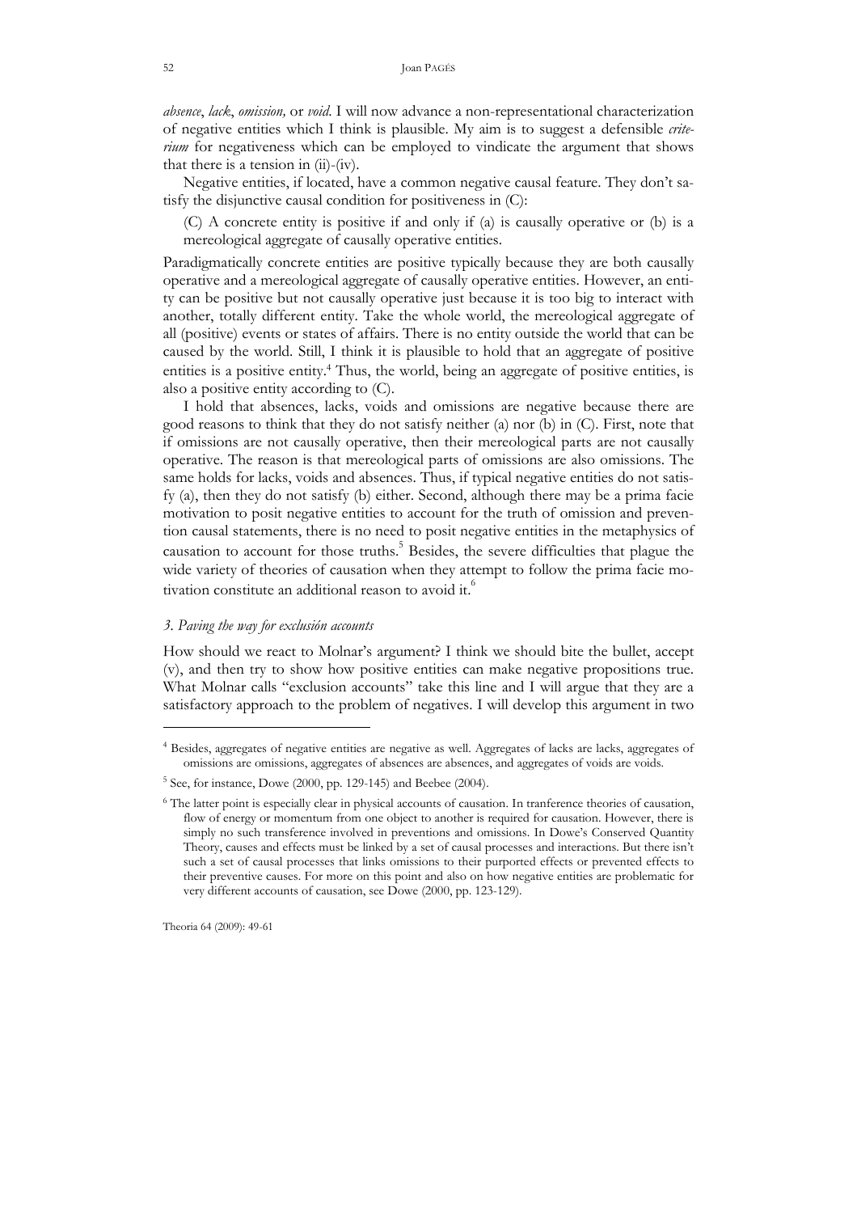*absence*, *lack*, *omission,* or *void*. I will now advance a non-representational characterization of negative entities which I think is plausible. My aim is to suggest a defensible *criterium* for negativeness which can be employed to vindicate the argument that shows that there is a tension in (ii)-(iv).

Negative entities, if located, have a common negative causal feature. They don't satisfy the disjunctive causal condition for positiveness in (C):

(C) A concrete entity is positive if and only if (a) is causally operative or (b) is a mereological aggregate of causally operative entities.

Paradigmatically concrete entities are positive typically because they are both causally operative and a mereological aggregate of causally operative entities. However, an entity can be positive but not causally operative just because it is too big to interact with another, totally different entity. Take the whole world, the mereological aggregate of all (positive) events or states of affairs. There is no entity outside the world that can be caused by the world. Still, I think it is plausible to hold that an aggregate of positive entities is a positive entity.[4] Thus, the world, being an aggregate of positive entities, is also a positive entity according to (C).

I hold that absences, lacks, voids and omissions are negative because there are good reasons to think that they do not satisfy neither (a) nor (b) in (C). First, note that if omissions are not causally operative, then their mereological parts are not causally operative. The reason is that mereological parts of omissions are also omissions. The same holds for lacks, voids and absences. Thus, if typical negative entities do not satisfy (a), then they do not satisfy (b) either. Second, although there may be a prima facie motivation to posit negative entities to account for the truth of omission and prevention causal statements, there is no need to posit negative entities in the metaphysics of causation to account for those truths.[5] Besides, the severe difficulties that plague the wide variety of theories of causation when they attempt to follow the prima facie motivation constitute an additional reason to avoid it.[6]

### *3. Paving the way for exclusión accounts*

How should we react to Molnar's argument? I think we should bite the bullet, accept (v), and then try to show how positive entities can make negative propositions true. What Molnar calls "exclusion accounts" take this line and I will argue that they are a satisfactory approach to the problem of negatives. I will develop this argument in two

---

[4] Besides, aggregates of negative entities are negative as well. Aggregates of lacks are lacks, aggregates of omissions are omissions, aggregates of absences are absences, and aggregates of voids are voids.

[5] See, for instance, Dowe (2000, pp. 129-145) and Beebee (2004).

[6] The latter point is especially clear in physical accounts of causation. In tranference theories of causation, flow of energy or momentum from one object to another is required for causation. However, there is simply no such transference involved in preventions and omissions. In Dowe's Conserved Quantity Theory, causes and effects must be linked by a set of causal processes and interactions. But there isn't such a set of causal processes that links omissions to their purported effects or prevented effects to their preventive causes. For more on this point and also on how negative entities are problematic for very different accounts of causation, see Dowe (2000, pp. 123-129).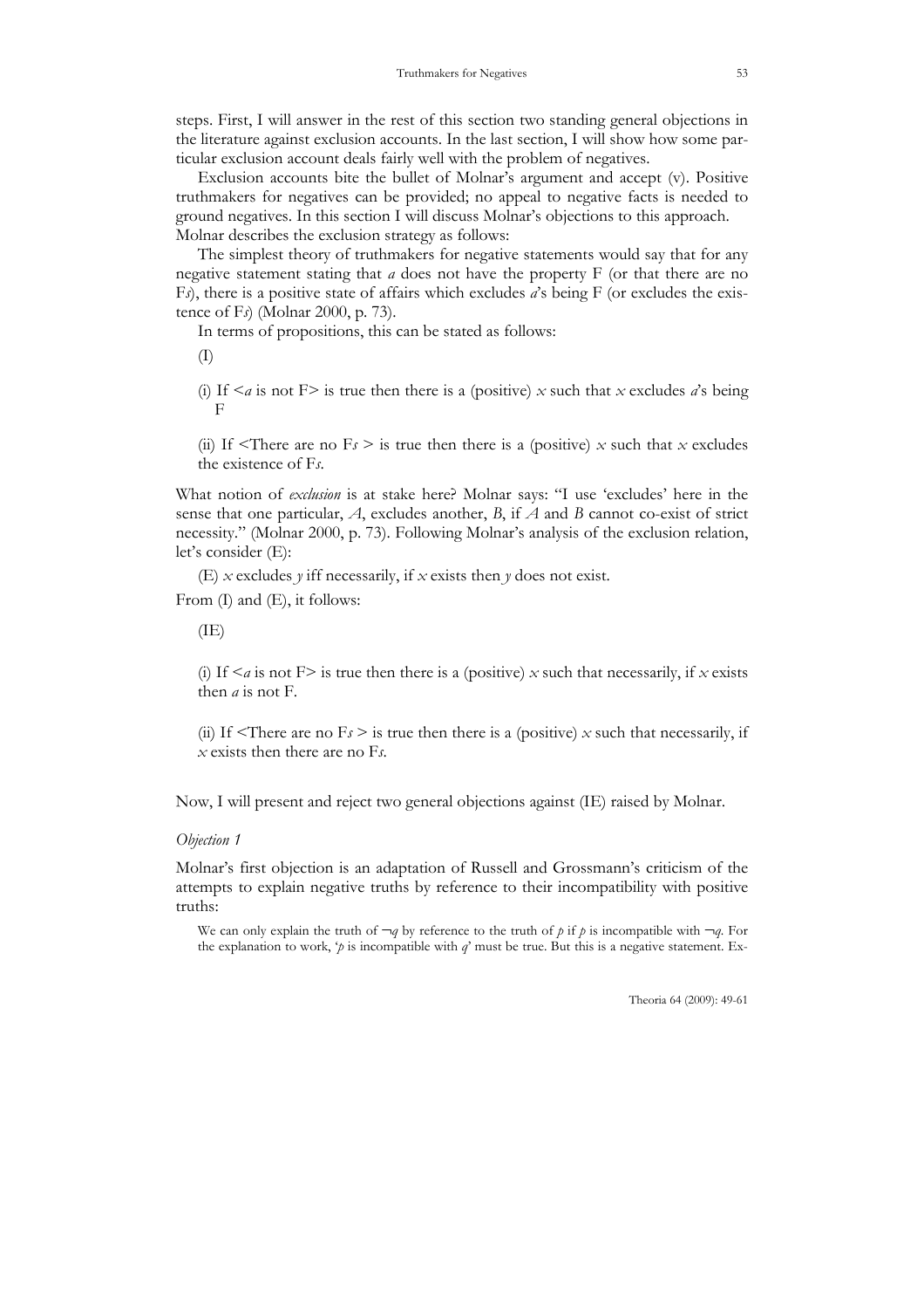steps. First, I will answer in the rest of this section two standing general objections in the literature against exclusion accounts. In the last section, I will show how some particular exclusion account deals fairly well with the problem of negatives.

Exclusion accounts bite the bullet of Molnar's argument and accept (v). Positive truthmakers for negatives can be provided; no appeal to negative facts is needed to ground negatives. In this section I will discuss Molnar's objections to this approach. Molnar describes the exclusion strategy as follows:

The simplest theory of truthmakers for negative statements would say that for any negative statement stating that *a* does not have the property F (or that there are no F*s*), there is a positive state of affairs which excludes *a*'s being F (or excludes the existence of F*s*) (Molnar 2000, p. 73).

In terms of propositions, this can be stated as follows:

(I)

(i) If <*a* is not F> is true then there is a (positive) *x* such that *x* excludes *a*'s being F

(ii) If <There are no F*s* > is true then there is a (positive) *x* such that *x* excludes the existence of F*s*.

What notion of *exclusion* is at stake here? Molnar says: "I use 'excludes' here in the sense that one particular, *A*, excludes another, *B*, if *A* and *B* cannot co-exist of strict necessity." (Molnar 2000, p. 73). Following Molnar's analysis of the exclusion relation, let's consider (E):

(E) *x* excludes *y* iff necessarily, if *x* exists then *y* does not exist.

From (I) and (E), it follows:

(IE)

(i) If <*a* is not F> is true then there is a (positive) *x* such that necessarily, if *x* exists then *a* is not F.

(ii) If <There are no F*s* > is true then there is a (positive) *x* such that necessarily, if *x* exists then there are no F*s*.

Now, I will present and reject two general objections against (IE) raised by Molnar.

*Objection 1*

Molnar's first objection is an adaptation of Russell and Grossmann's criticism of the attempts to explain negative truths by reference to their incompatibility with positive truths:

We can only explain the truth of $\neg q$ by reference to the truth of *p* if *p* is incompatible with $\neg q$. For the explanation to work, '*p* is incompatible with *q*' must be true. But this is a negative statement. Ex-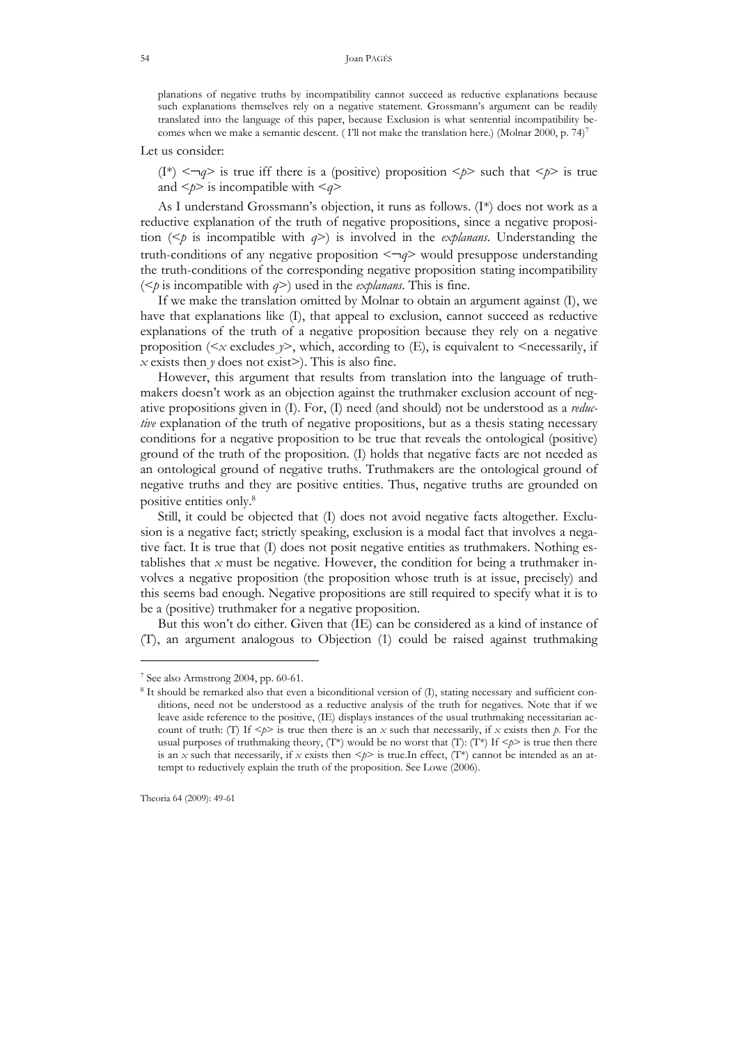planations of negative truths by incompatibility cannot succeed as reductive explanations because such explanations themselves rely on a negative statement. Grossmann's argument can be readily translated into the language of this paper, because Exclusion is what sentential incompatibility becomes when we make a semantic descent. ( I'll not make the translation here.) (Molnar 2000, p. 74)[7]

Let us consider:

(I*) <¬*q*> is true iff there is a (positive) proposition <*p*> such that <*p*> is true and <*p*> is incompatible with <*q*>

As I understand Grossmann's objection, it runs as follows. (I*) does not work as a reductive explanation of the truth of negative propositions, since a negative proposition (<*p* is incompatible with *q*>) is involved in the *explanans*. Understanding the truth-conditions of any negative proposition <¬*q*> would presuppose understanding the truth-conditions of the corresponding negative proposition stating incompatibility (<*p* is incompatible with *q*>) used in the *explanans*. This is fine.

If we make the translation omitted by Molnar to obtain an argument against (I), we have that explanations like (I), that appeal to exclusion, cannot succeed as reductive explanations of the truth of a negative proposition because they rely on a negative proposition (<*x* excludes *y*>, which, according to (E), is equivalent to <necessarily, if *x* exists then *y* does not exist>). This is also fine.

However, this argument that results from translation into the language of truthmakers doesn't work as an objection against the truthmaker exclusion account of negative propositions given in (I). For, (I) need (and should) not be understood as a *reductive* explanation of the truth of negative propositions, but as a thesis stating necessary conditions for a negative proposition to be true that reveals the ontological (positive) ground of the truth of the proposition. (I) holds that negative facts are not needed as an ontological ground of negative truths. Truthmakers are the ontological ground of negative truths and they are positive entities. Thus, negative truths are grounded on positive entities only.[8]

Still, it could be objected that (I) does not avoid negative facts altogether. Exclusion is a negative fact; strictly speaking, exclusion is a modal fact that involves a negative fact. It is true that (I) does not posit negative entities as truthmakers. Nothing establishes that *x* must be negative. However, the condition for being a truthmaker involves a negative proposition (the proposition whose truth is at issue, precisely) and this seems bad enough. Negative propositions are still required to specify what it is to be a (positive) truthmaker for a negative proposition.

But this won't do either. Given that (IE) can be considered as a kind of instance of (T), an argument analogous to Objection (1) could be raised against truthmaking

---

[7] See also Armstrong 2004, pp. 60-61.

[8] It should be remarked also that even a biconditional version of (I), stating necessary and sufficient conditions, need not be understood as a reductive analysis of the truth for negatives. Note that if we leave aside reference to the positive, (IE) displays instances of the usual truthmaking necessitarian account of truth: (T) If <*p*> is true then there is an *x* such that necessarily, if *x* exists then *p*. For the usual purposes of truthmaking theory, (T*) would be no worst that (T): (T*) If <*p*> is true then there is an *x* such that necessarily, if *x* exists then <*p*> is true.In effect, (T*) cannot be intended as an attempt to reductively explain the truth of the proposition. See Lowe (2006).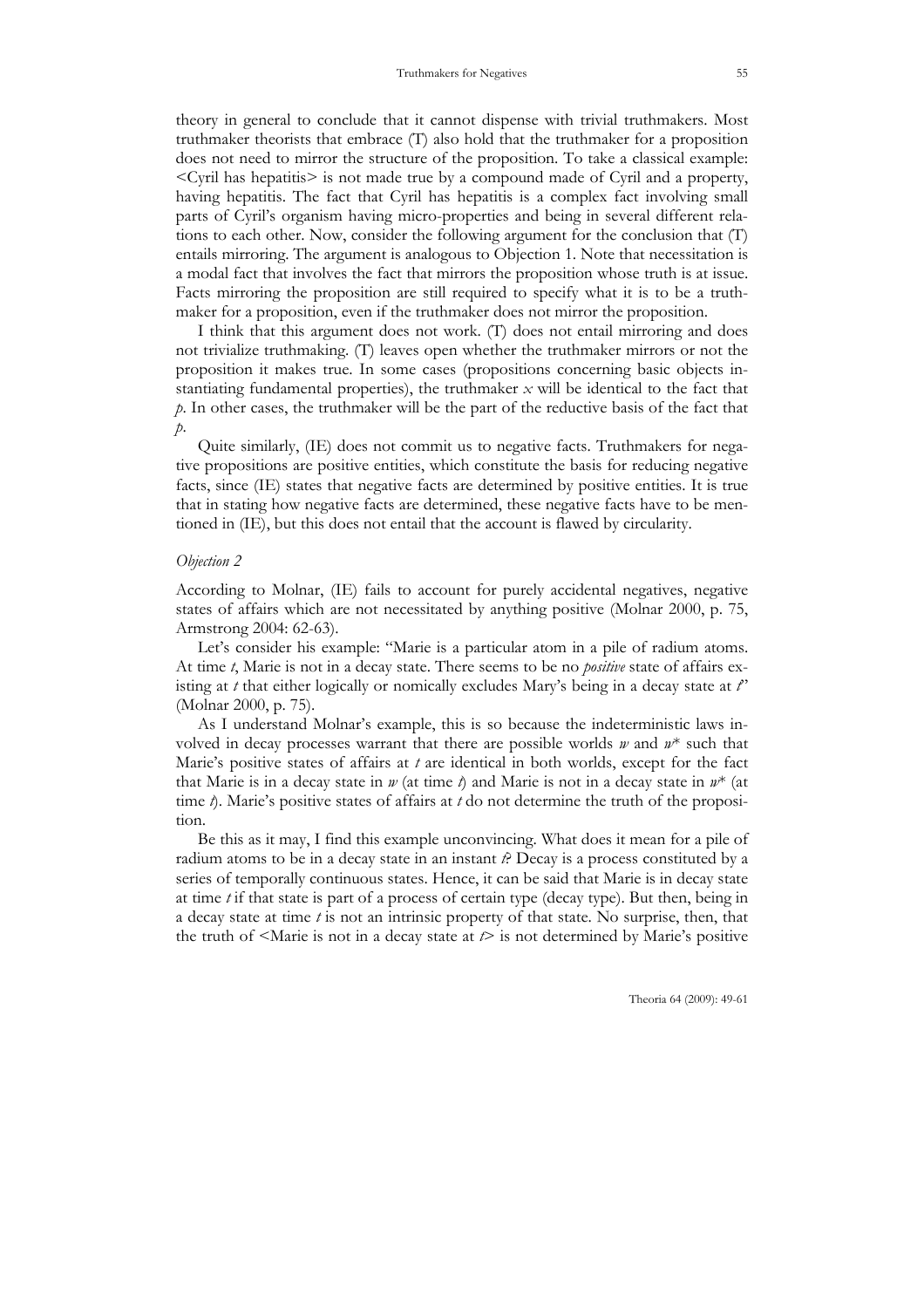theory in general to conclude that it cannot dispense with trivial truthmakers. Most truthmaker theorists that embrace (T) also hold that the truthmaker for a proposition does not need to mirror the structure of the proposition. To take a classical example: <Cyril has hepatitis> is not made true by a compound made of Cyril and a property, having hepatitis. The fact that Cyril has hepatitis is a complex fact involving small parts of Cyril's organism having micro-properties and being in several different relations to each other. Now, consider the following argument for the conclusion that (T) entails mirroring. The argument is analogous to Objection 1. Note that necessitation is a modal fact that involves the fact that mirrors the proposition whose truth is at issue. Facts mirroring the proposition are still required to specify what it is to be a truthmaker for a proposition, even if the truthmaker does not mirror the proposition.

I think that this argument does not work. (T) does not entail mirroring and does not trivialize truthmaking. (T) leaves open whether the truthmaker mirrors or not the proposition it makes true. In some cases (propositions concerning basic objects instantiating fundamental properties), the truthmaker $x$ will be identical to the fact that $p$. In other cases, the truthmaker will be the part of the reductive basis of the fact that $p$.

Quite similarly, (IE) does not commit us to negative facts. Truthmakers for negative propositions are positive entities, which constitute the basis for reducing negative facts, since (IE) states that negative facts are determined by positive entities. It is true that in stating how negative facts are determined, these negative facts have to be mentioned in (IE), but this does not entail that the account is flawed by circularity.

*Objection 2*

According to Molnar, (IE) fails to account for purely accidental negatives, negative states of affairs which are not necessitated by anything positive (Molnar 2000, p. 75, Armstrong 2004: 62-63).

Let's consider his example: "Marie is a particular atom in a pile of radium atoms. At time $t$, Marie is not in a decay state. There seems to be no *positive* state of affairs existing at $t$ that either logically or nomically excludes Mary's being in a decay state at $t$" (Molnar 2000, p. 75).

As I understand Molnar's example, this is so because the indeterministic laws involved in decay processes warrant that there are possible worlds $w$ and $w^*$ such that Marie's positive states of affairs at $t$ are identical in both worlds, except for the fact that Marie is in a decay state in $w$ (at time $t$) and Marie is not in a decay state in $w^*$ (at time $t$). Marie's positive states of affairs at $t$ do not determine the truth of the proposition.

Be this as it may, I find this example unconvincing. What does it mean for a pile of radium atoms to be in a decay state in an instant $t$? Decay is a process constituted by a series of temporally continuous states. Hence, it can be said that Marie is in decay state at time $t$ if that state is part of a process of certain type (decay type). But then, being in a decay state at time $t$ is not an intrinsic property of that state. No surprise, then, that the truth of <Marie is not in a decay state at $t$> is not determined by Marie's positive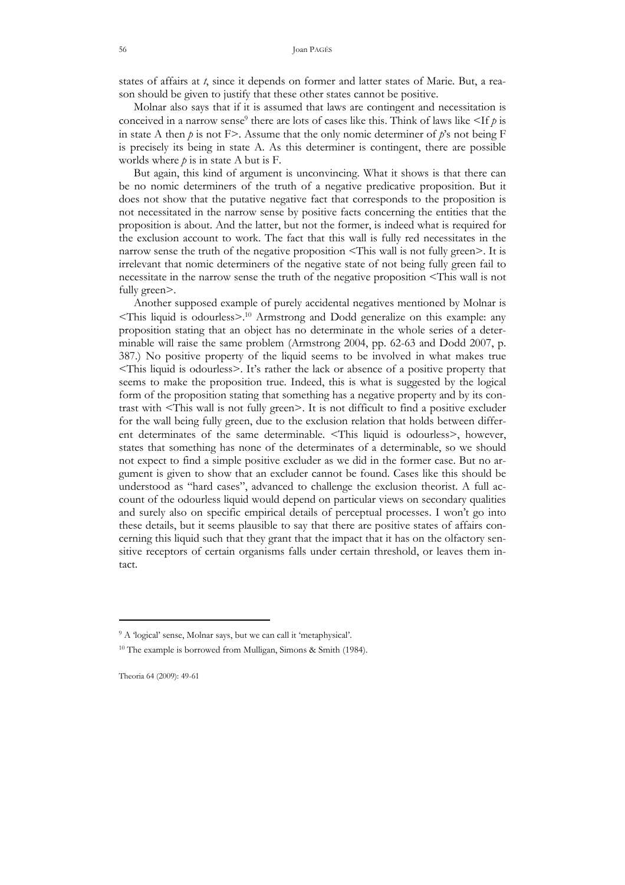states of affairs at *t*, since it depends on former and latter states of Marie. But, a reason should be given to justify that these other states cannot be positive.

Molnar also says that if it is assumed that laws are contingent and necessitation is conceived in a narrow sense[9] there are lots of cases like this. Think of laws like <If *p* is in state A then *p* is not F>. Assume that the only nomic determiner of *p*'s not being F is precisely its being in state A. As this determiner is contingent, there are possible worlds where *p* is in state A but is F.

But again, this kind of argument is unconvincing. What it shows is that there can be no nomic determiners of the truth of a negative predicative proposition. But it does not show that the putative negative fact that corresponds to the proposition is not necessitated in the narrow sense by positive facts concerning the entities that the proposition is about. And the latter, but not the former, is indeed what is required for the exclusion account to work. The fact that this wall is fully red necessitates in the narrow sense the truth of the negative proposition <This wall is not fully green>. It is irrelevant that nomic determiners of the negative state of not being fully green fail to necessitate in the narrow sense the truth of the negative proposition <This wall is not fully green>.

Another supposed example of purely accidental negatives mentioned by Molnar is <This liquid is odourless>.[10] Armstrong and Dodd generalize on this example: any proposition stating that an object has no determinate in the whole series of a determinable will raise the same problem (Armstrong 2004, pp. 62-63 and Dodd 2007, p. 387.) No positive property of the liquid seems to be involved in what makes true <This liquid is odourless>. It's rather the lack or absence of a positive property that seems to make the proposition true. Indeed, this is what is suggested by the logical form of the proposition stating that something has a negative property and by its contrast with <This wall is not fully green>. It is not difficult to find a positive excluder for the wall being fully green, due to the exclusion relation that holds between different determinates of the same determinable. <This liquid is odourless>, however, states that something has none of the determinates of a determinable, so we should not expect to find a simple positive excluder as we did in the former case. But no argument is given to show that an excluder cannot be found. Cases like this should be understood as "hard cases", advanced to challenge the exclusion theorist. A full account of the odourless liquid would depend on particular views on secondary qualities and surely also on specific empirical details of perceptual processes. I won't go into these details, but it seems plausible to say that there are positive states of affairs concerning this liquid such that they grant that the impact that it has on the olfactory sensitive receptors of certain organisms falls under certain threshold, or leaves them intact.

---

[9] A 'logical' sense, Molnar says, but we can call it 'metaphysical'.

[10] The example is borrowed from Mulligan, Simons & Smith (1984).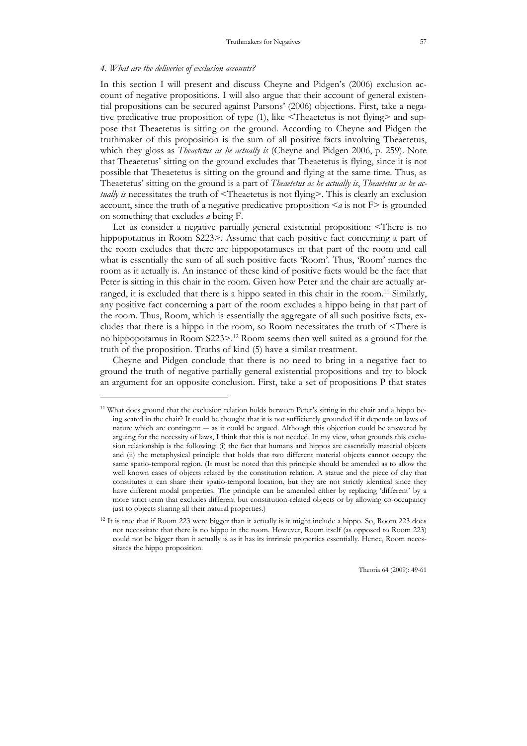### *4. What are the deliveries of exclusion accounts?*

In this section I will present and discuss Cheyne and Pidgen's (2006) exclusion account of negative propositions. I will also argue that their account of general existential propositions can be secured against Parsons' (2006) objections. First, take a negative predicative true proposition of type (1), like <Theaetetus is not flying> and suppose that Theaetetus is sitting on the ground. According to Cheyne and Pidgen the truthmaker of this proposition is the sum of all positive facts involving Theaetetus, which they gloss as *Theaetetus as he actually is* (Cheyne and Pidgen 2006, p. 259). Note that Theaetetus' sitting on the ground excludes that Theaetetus is flying, since it is not possible that Theaetetus is sitting on the ground and flying at the same time. Thus, as Theaetetus' sitting on the ground is a part of *Theaetetus as he actually is*, *Theaetetus as he actually is* necessitates the truth of <Theaetetus is not flying>. This is clearly an exclusion account, since the truth of a negative predicative proposition <*a* is not F> is grounded on something that excludes *a* being F.

Let us consider a negative partially general existential proposition: <There is no hippopotamus in Room S223>. Assume that each positive fact concerning a part of the room excludes that there are hippopotamuses in that part of the room and call what is essentially the sum of all such positive facts 'Room'. Thus, 'Room' names the room as it actually is. An instance of these kind of positive facts would be the fact that Peter is sitting in this chair in the room. Given how Peter and the chair are actually arranged, it is excluded that there is a hippo seated in this chair in the room.[11] Similarly, any positive fact concerning a part of the room excludes a hippo being in that part of the room. Thus, Room, which is essentially the aggregate of all such positive facts, excludes that there is a hippo in the room, so Room necessitates the truth of <There is no hippopotamus in Room S223>.[12] Room seems then well suited as a ground for the truth of the proposition. Truths of kind (5) have a similar treatment.

Cheyne and Pidgen conclude that there is no need to bring in a negative fact to ground the truth of negative partially general existential propositions and try to block an argument for an opposite conclusion. First, take a set of propositions P that states

---

[11] What does ground that the exclusion relation holds between Peter's sitting in the chair and a hippo being seated in the chair? It could be thought that it is not sufficiently grounded if it depends on laws of nature which are contingent — as it could be argued. Although this objection could be answered by arguing for the necessity of laws, I think that this is not needed. In my view, what grounds this exclusion relationship is the following: (i) the fact that humans and hippos are essentially material objects and (ii) the metaphysical principle that holds that two different material objects cannot occupy the same spatio-temporal region. (It must be noted that this principle should be amended as to allow the well known cases of objects related by the constitution relation. A statue and the piece of clay that constitutes it can share their spatio-temporal location, but they are not strictly identical since they have different modal properties. The principle can be amended either by replacing 'different' by a more strict term that excludes different but constitution-related objects or by allowing co-occupancy just to objects sharing all their natural properties.)

[12] It is true that if Room 223 were bigger than it actually is it might include a hippo. So, Room 223 does not necessitate that there is no hippo in the room. However, Room itself (as opposed to Room 223) could not be bigger than it actually is as it has its intrinsic properties essentially. Hence, Room necessitates the hippo proposition.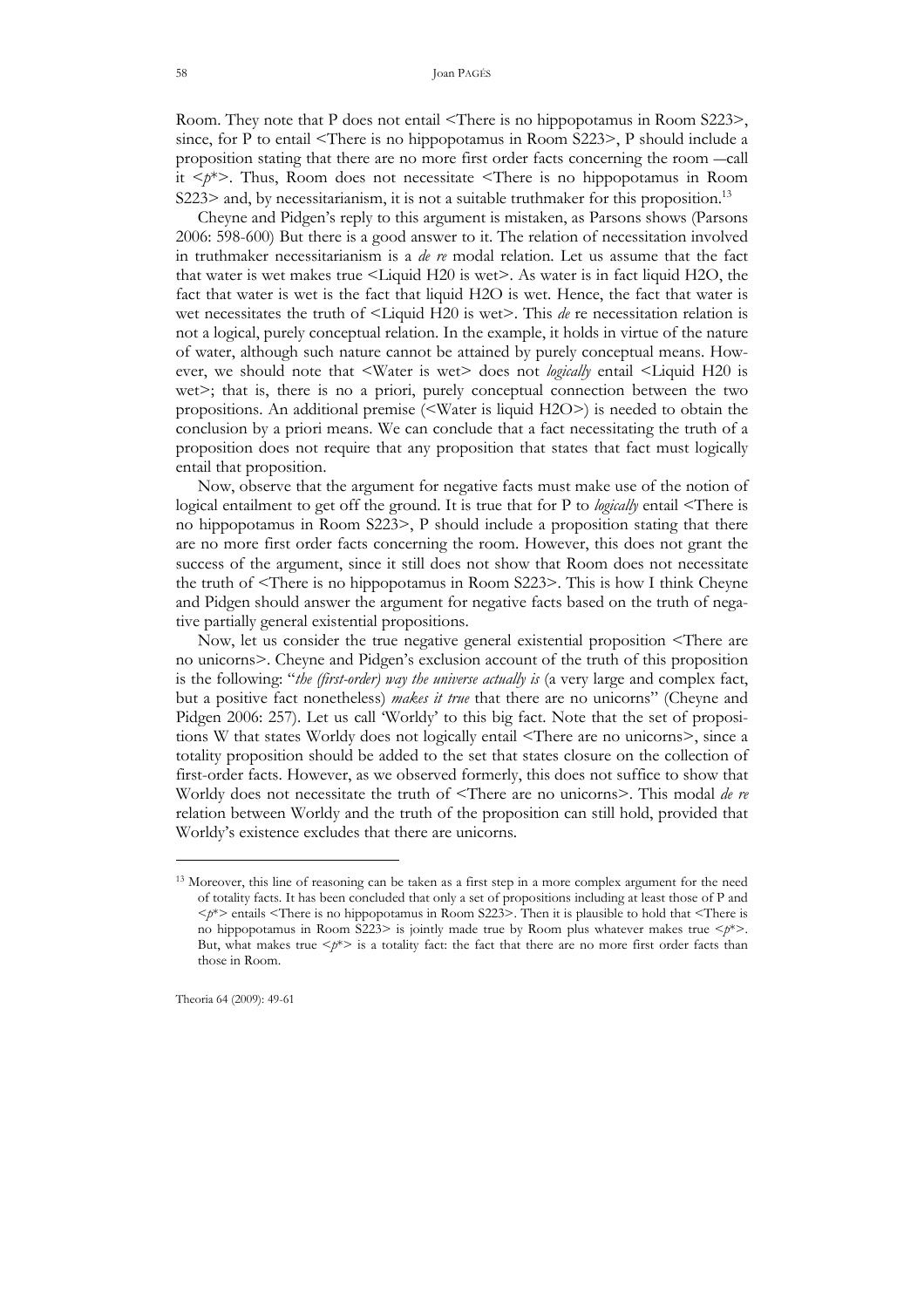Room. They note that P does not entail <There is no hippopotamus in Room S223>, since, for P to entail <There is no hippopotamus in Room S223>, P should include a proposition stating that there are no more first order facts concerning the room —call it <*p*\*>. Thus, Room does not necessitate <There is no hippopotamus in Room S223> and, by necessitarianism, it is not a suitable truthmaker for this proposition.[13]

Cheyne and Pidgen's reply to this argument is mistaken, as Parsons shows (Parsons 2006: 598-600) But there is a good answer to it. The relation of necessitation involved in truthmaker necessitarianism is a *de re* modal relation. Let us assume that the fact that water is wet makes true <Liquid H20 is wet>. As water is in fact liquid H2O, the fact that water is wet is the fact that liquid H2O is wet. Hence, the fact that water is wet necessitates the truth of <Liquid H20 is wet>. This *de* re necessitation relation is not a logical, purely conceptual relation. In the example, it holds in virtue of the nature of water, although such nature cannot be attained by purely conceptual means. However, we should note that <Water is wet> does not *logically* entail <Liquid H20 is wet>; that is, there is no a priori, purely conceptual connection between the two propositions. An additional premise (<Water is liquid H2O>) is needed to obtain the conclusion by a priori means. We can conclude that a fact necessitating the truth of a proposition does not require that any proposition that states that fact must logically entail that proposition.

Now, observe that the argument for negative facts must make use of the notion of logical entailment to get off the ground. It is true that for P to *logically* entail <There is no hippopotamus in Room S223>, P should include a proposition stating that there are no more first order facts concerning the room. However, this does not grant the success of the argument, since it still does not show that Room does not necessitate the truth of <There is no hippopotamus in Room S223>. This is how I think Cheyne and Pidgen should answer the argument for negative facts based on the truth of negative partially general existential propositions.

Now, let us consider the true negative general existential proposition <There are no unicorns>. Cheyne and Pidgen's exclusion account of the truth of this proposition is the following: "*the (first-order) way the universe actually is* (a very large and complex fact, but a positive fact nonetheless) *makes it true* that there are no unicorns" (Cheyne and Pidgen 2006: 257). Let us call 'Worldy' to this big fact. Note that the set of propositions W that states Worldy does not logically entail <There are no unicorns>, since a totality proposition should be added to the set that states closure on the collection of first-order facts. However, as we observed formerly, this does not suffice to show that Worldy does not necessitate the truth of <There are no unicorns>. This modal *de re* relation between Worldy and the truth of the proposition can still hold, provided that Worldy's existence excludes that there are unicorns.

---

[13] Moreover, this line of reasoning can be taken as a first step in a more complex argument for the need of totality facts. It has been concluded that only a set of propositions including at least those of P and <*p*\*> entails <There is no hippopotamus in Room S223>. Then it is plausible to hold that <There is no hippopotamus in Room S223> is jointly made true by Room plus whatever makes true <*p*\*>. But, what makes true <*p*\*> is a totality fact: the fact that there are no more first order facts than those in Room.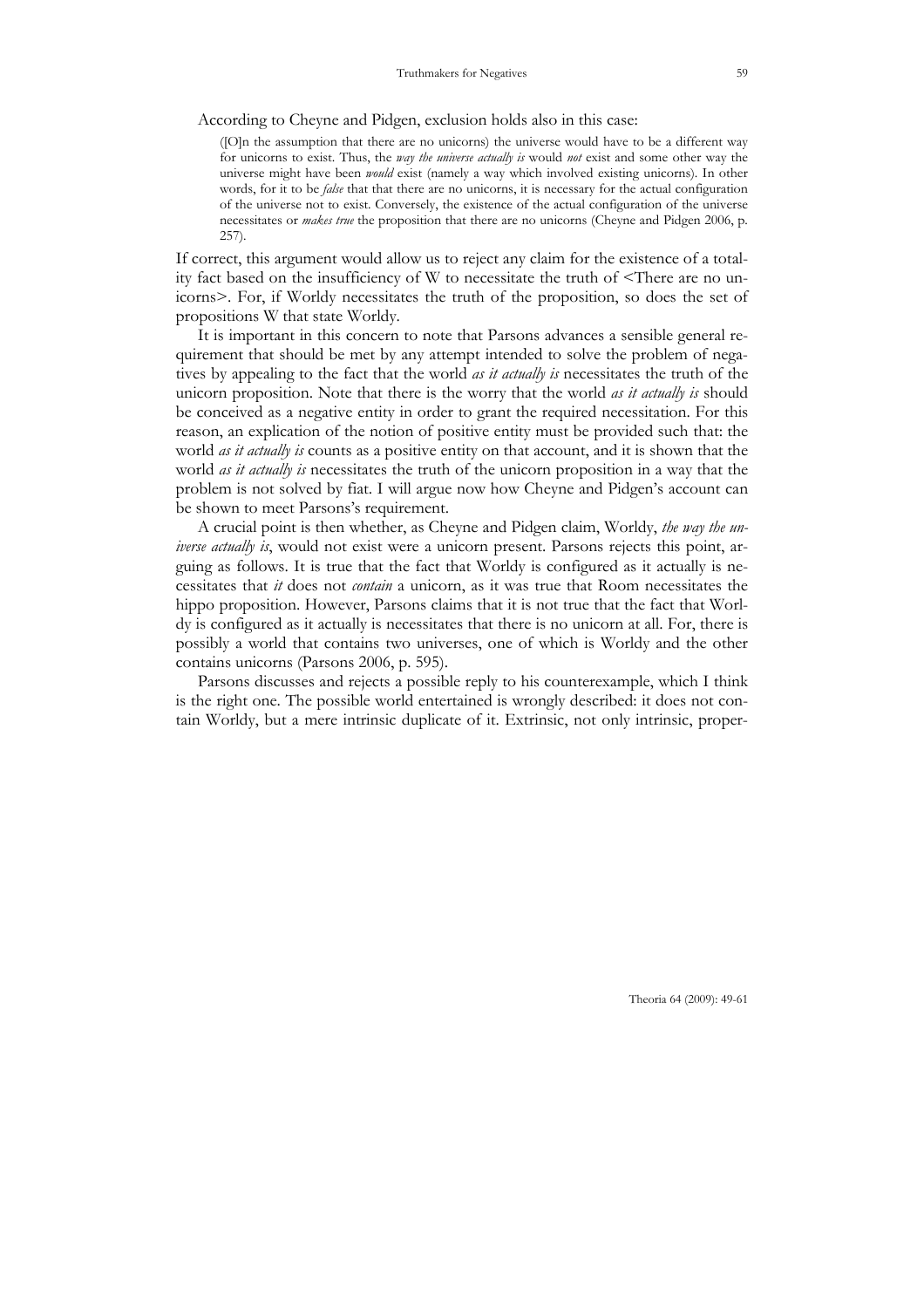According to Cheyne and Pidgen, exclusion holds also in this case:

> ([O]n the assumption that there are no unicorns) the universe would have to be a different way for unicorns to exist. Thus, the *way the universe actually is* would *not* exist and some other way the universe might have been *would* exist (namely a way which involved existing unicorns). In other words, for it to be *false* that that there are no unicorns, it is necessary for the actual configuration of the universe not to exist. Conversely, the existence of the actual configuration of the universe necessitates or *makes true* the proposition that there are no unicorns (Cheyne and Pidgen 2006, p. 257).

If correct, this argument would allow us to reject any claim for the existence of a totality fact based on the insufficiency of W to necessitate the truth of <There are no unicorns>. For, if Worldy necessitates the truth of the proposition, so does the set of propositions W that state Worldy.

It is important in this concern to note that Parsons advances a sensible general requirement that should be met by any attempt intended to solve the problem of negatives by appealing to the fact that the world *as it actually is* necessitates the truth of the unicorn proposition. Note that there is the worry that the world *as it actually is* should be conceived as a negative entity in order to grant the required necessitation. For this reason, an explication of the notion of positive entity must be provided such that: the world *as it actually is* counts as a positive entity on that account, and it is shown that the world *as it actually is* necessitates the truth of the unicorn proposition in a way that the problem is not solved by fiat. I will argue now how Cheyne and Pidgen's account can be shown to meet Parsons's requirement.

A crucial point is then whether, as Cheyne and Pidgen claim, Worldy, *the way the universe actually is*, would not exist were a unicorn present. Parsons rejects this point, arguing as follows. It is true that the fact that Worldy is configured as it actually is necessitates that *it* does not *contain* a unicorn, as it was true that Room necessitates the hippo proposition. However, Parsons claims that it is not true that the fact that Worldy is configured as it actually is necessitates that there is no unicorn at all. For, there is possibly a world that contains two universes, one of which is Worldy and the other contains unicorns (Parsons 2006, p. 595).

Parsons discusses and rejects a possible reply to his counterexample, which I think is the right one. The possible world entertained is wrongly described: it does not contain Worldy, but a mere intrinsic duplicate of it. Extrinsic, not only intrinsic, proper-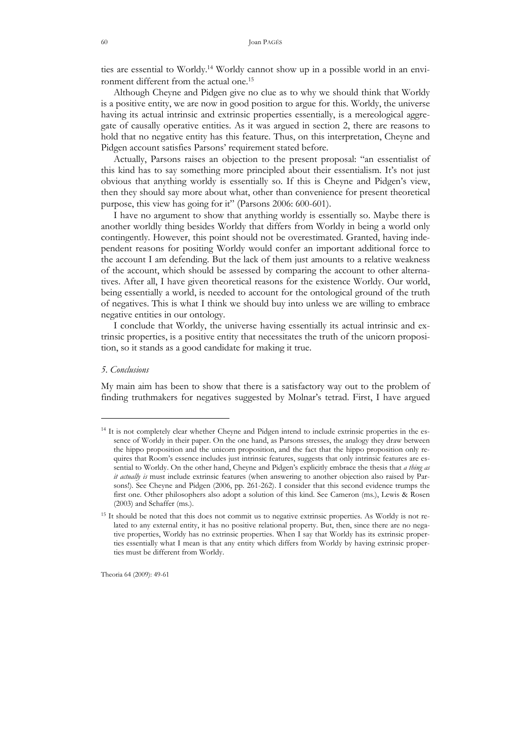ties are essential to Worldy.[14] Worldy cannot show up in a possible world in an environment different from the actual one.[15]

Although Cheyne and Pidgen give no clue as to why we should think that Worldy is a positive entity, we are now in good position to argue for this. Worldy, the universe having its actual intrinsic and extrinsic properties essentially, is a mereological aggregate of causally operative entities. As it was argued in section 2, there are reasons to hold that no negative entity has this feature. Thus, on this interpretation, Cheyne and Pidgen account satisfies Parsons' requirement stated before.

Actually, Parsons raises an objection to the present proposal: "an essentialist of this kind has to say something more principled about their essentialism. It's not just obvious that anything worldy is essentially so. If this is Cheyne and Pidgen's view, then they should say more about what, other than convenience for present theoretical purpose, this view has going for it" (Parsons 2006: 600-601).

I have no argument to show that anything worldy is essentially so. Maybe there is another worldly thing besides Worldy that differs from Worldy in being a world only contingently. However, this point should not be overestimated. Granted, having independent reasons for positing Worldy would confer an important additional force to the account I am defending. But the lack of them just amounts to a relative weakness of the account, which should be assessed by comparing the account to other alternatives. After all, I have given theoretical reasons for the existence Worldy. Our world, being essentially a world, is needed to account for the ontological ground of the truth of negatives. This is what I think we should buy into unless we are willing to embrace negative entities in our ontology.

I conclude that Worldy, the universe having essentially its actual intrinsic and extrinsic properties, is a positive entity that necessitates the truth of the unicorn proposition, so it stands as a good candidate for making it true.

### *5. Conclusions*

My main aim has been to show that there is a satisfactory way out to the problem of finding truthmakers for negatives suggested by Molnar's tetrad. First, I have argued

---

[14] It is not completely clear whether Cheyne and Pidgen intend to include extrinsic properties in the essence of Worldy in their paper. On the one hand, as Parsons stresses, the analogy they draw between the hippo proposition and the unicorn proposition, and the fact that the hippo proposition only requires that Room's essence includes just intrinsic features, suggests that only intrinsic features are essential to Worldy. On the other hand, Cheyne and Pidgen's explicitly embrace the thesis that *a thing as it actually is* must include extrinsic features (when answering to another objection also raised by Parsons!). See Cheyne and Pidgen (2006, pp. 261-262). I consider that this second evidence trumps the first one. Other philosophers also adopt a solution of this kind. See Cameron (ms.), Lewis & Rosen (2003) and Schaffer (ms.).

[15] It should be noted that this does not commit us to negative extrinsic properties. As Worldy is not related to any external entity, it has no positive relational property. But, then, since there are no negative properties, Worldy has no extrinsic properties. When I say that Worldy has its extrinsic properties essentially what I mean is that any entity which differs from Worldy by having extrinsic properties must be different from Worldy.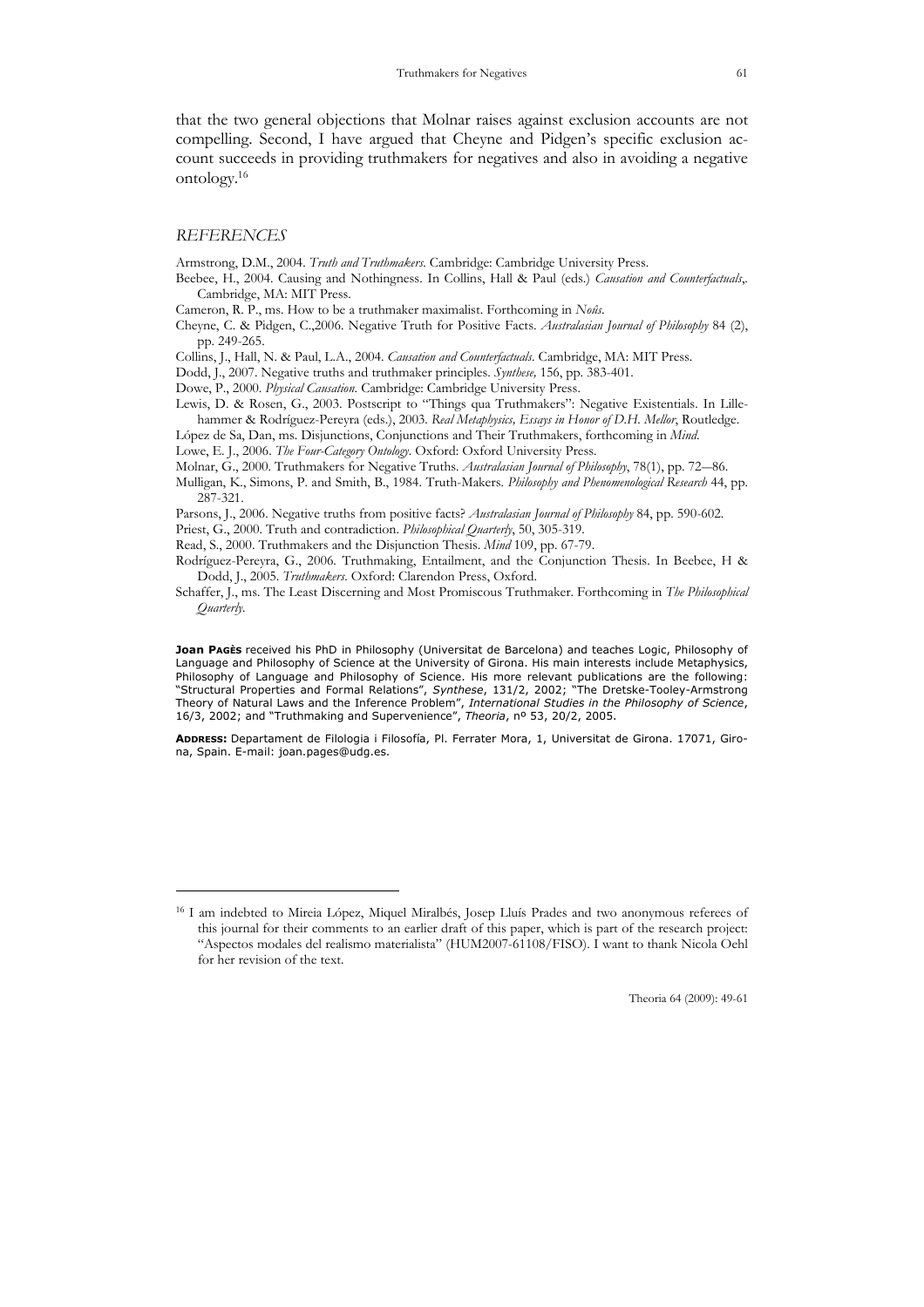that the two general objections that Molnar raises against exclusion accounts are not compelling. Second, I have argued that Cheyne and Pidgen's specific exclusion account succeeds in providing truthmakers for negatives and also in avoiding a negative ontology.[16]

## *REFERENCES*

Armstrong, D.M., 2004. *Truth and Truthmakers*. Cambridge: Cambridge University Press.

Beebee, H., 2004. Causing and Nothingness. In Collins, Hall & Paul (eds.) *Causation and Counterfactuals*,. Cambridge, MA: MIT Press.

Cameron, R. P., ms. How to be a truthmaker maximalist. Forthcoming in *Noûs*.

Cheyne, C. & Pidgen, C.,2006. Negative Truth for Positive Facts. *Australasian Journal of Philosophy* 84 (2), pp. 249-265.

Collins, J., Hall, N. & Paul, L.A., 2004. *Causation and Counterfactuals*. Cambridge, MA: MIT Press.

Dodd, J., 2007. Negative truths and truthmaker principles. *Synthese,* 156, pp. 383-401.

Dowe, P., 2000. *Physical Causation*. Cambridge: Cambridge University Press.

Lewis, D. & Rosen, G., 2003. Postscript to "Things qua Truthmakers": Negative Existentials. In Lillehammer & Rodríguez-Pereyra (eds.), 2003. *Real Metaphysics, Essays in Honor of D.H. Mellor*, Routledge.

López de Sa, Dan, ms. Disjunctions, Conjunctions and Their Truthmakers, forthcoming in *Mind*.

Lowe, E. J., 2006. *The Four-Category Ontology*. Oxford: Oxford University Press.

Molnar, G., 2000. Truthmakers for Negative Truths. *Australasian Journal of Philosophy*, 78(1), pp. 72—86.

Mulligan, K., Simons, P. and Smith, B., 1984. Truth-Makers. *Philosophy and Phenomenological Research* 44, pp. 287-321.

Parsons, J., 2006. Negative truths from positive facts? *Australasian Journal of Philosophy* 84, pp. 590-602.

Priest, G., 2000. Truth and contradiction. *Philosophical Quarterly*, 50, 305-319.

Read, S., 2000. Truthmakers and the Disjunction Thesis. *Mind* 109, pp. 67-79.

Rodríguez-Pereyra, G., 2006. Truthmaking, Entailment, and the Conjunction Thesis. In Beebee, H & Dodd, J., 2005. *Truthmakers*. Oxford: Clarendon Press, Oxford.

Schaffer, J., ms. The Least Discerning and Most Promiscous Truthmaker. Forthcoming in *The Philosophical Quarterly*.

**Joan Pagès** received his PhD in Philosophy (Universitat de Barcelona) and teaches Logic, Philosophy of Language and Philosophy of Science at the University of Girona. His main interests include Metaphysics, Philosophy of Language and Philosophy of Science. His more relevant publications are the following: "Structural Properties and Formal Relations", *Synthese*, 131/2, 2002; "The Dretske-Tooley-Armstrong Theory of Natural Laws and the Inference Problem", *International Studies in the Philosophy of Science*, 16/3, 2002; and "Truthmaking and Supervenience", *Theoria*, nº 53, 20/2, 2005.

**Address:** Departament de Filologia i Filosofía, Pl. Ferrater Mora, 1, Universitat de Girona. 17071, Girona, Spain. E-mail: joan.pages@udg.es.

[16] I am indebted to Mireia López, Miquel Miralbés, Josep Lluís Prades and two anonymous referees of this journal for their comments to an earlier draft of this paper, which is part of the research project: "Aspectos modales del realismo materialista" (HUM2007-61108/FISO). I want to thank Nicola Oehl for her revision of the text.